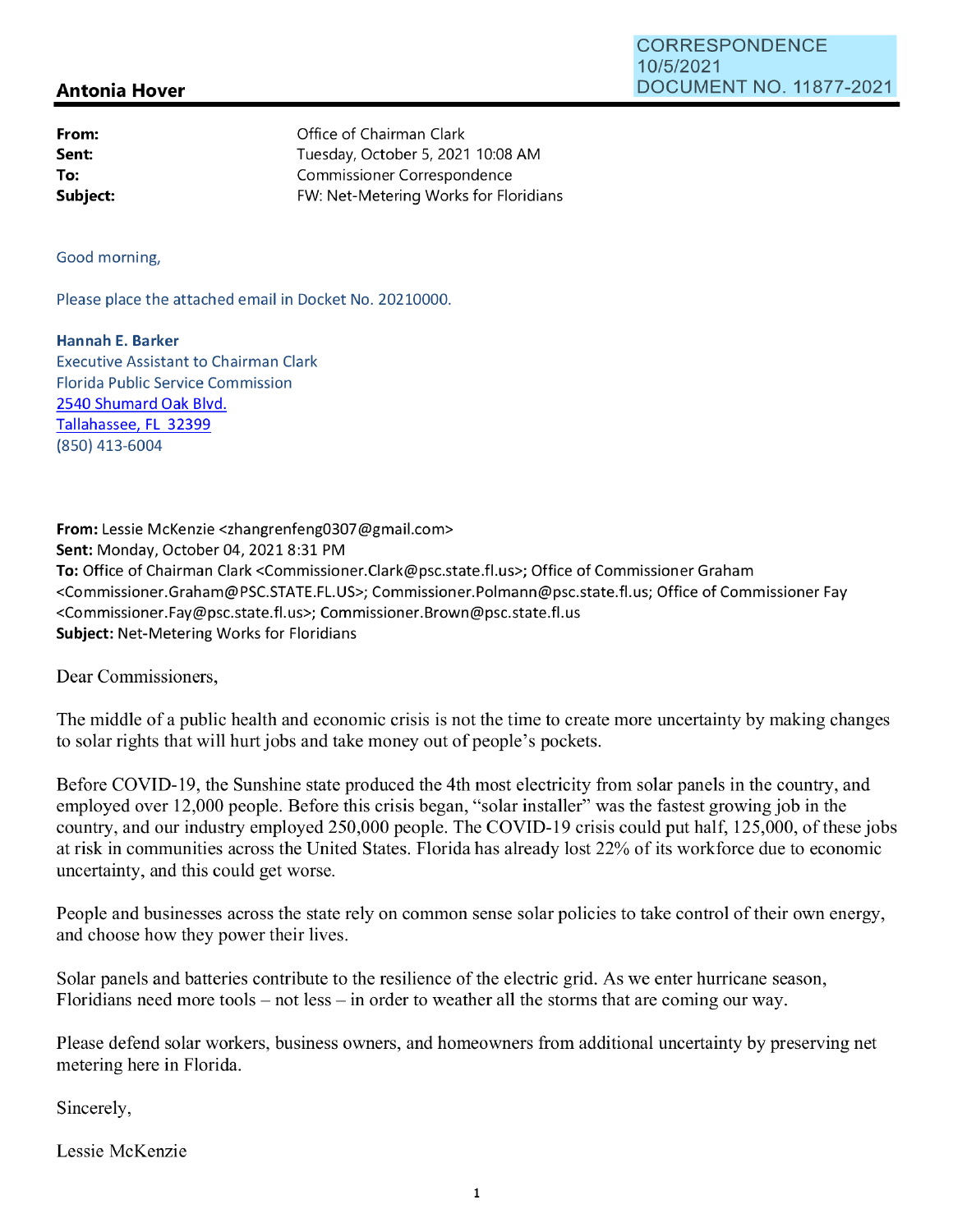CORRESPONDENCE
10/5/2021
DOCUMENT NO. 11877-2021

## Antonia Hover

| | |
|---|---|
| **From:** | Office of Chairman Clark |
| **Sent:** | Tuesday, October 5, 2021 10:08 AM |
| **To:** | Commissioner Correspondence |
| **Subject:** | FW: Net-Metering Works for Floridians |

Good morning,

Please place the attached email in Docket No. 20210000.

**Hannah E. Barker**
Executive Assistant to Chairman Clark
Florida Public Service Commission
2540 Shumard Oak Blvd.
Tallahassee, FL 32399
(850) 413-6004

**From:** Lessie McKenzie <zhangrenfeng0307@gmail.com>
**Sent:** Monday, October 04, 2021 8:31 PM
**To:** Office of Chairman Clark <Commissioner.Clark@psc.state.fl.us>; Office of Commissioner Graham <Commissioner.Graham@PSC.STATE.FL.US>; Commissioner.Polmann@psc.state.fl.us; Office of Commissioner Fay <Commissioner.Fay@psc.state.fl.us>; Commissioner.Brown@psc.state.fl.us
**Subject:** Net-Metering Works for Floridians

Dear Commissioners,

The middle of a public health and economic crisis is not the time to create more uncertainty by making changes to solar rights that will hurt jobs and take money out of people's pockets.

Before COVID-19, the Sunshine state produced the 4th most electricity from solar panels in the country, and employed over 12,000 people. Before this crisis began, "solar installer" was the fastest growing job in the country, and our industry employed 250,000 people. The COVID-19 crisis could put half, 125,000, of these jobs at risk in communities across the United States. Florida has already lost 22% of its workforce due to economic uncertainty, and this could get worse.

People and businesses across the state rely on common sense solar policies to take control of their own energy, and choose how they power their lives.

Solar panels and batteries contribute to the resilience of the electric grid. As we enter hurricane season, Floridians need more tools – not less – in order to weather all the storms that are coming our way.

Please defend solar workers, business owners, and homeowners from additional uncertainty by preserving net metering here in Florida.

Sincerely,

Lessie McKenzie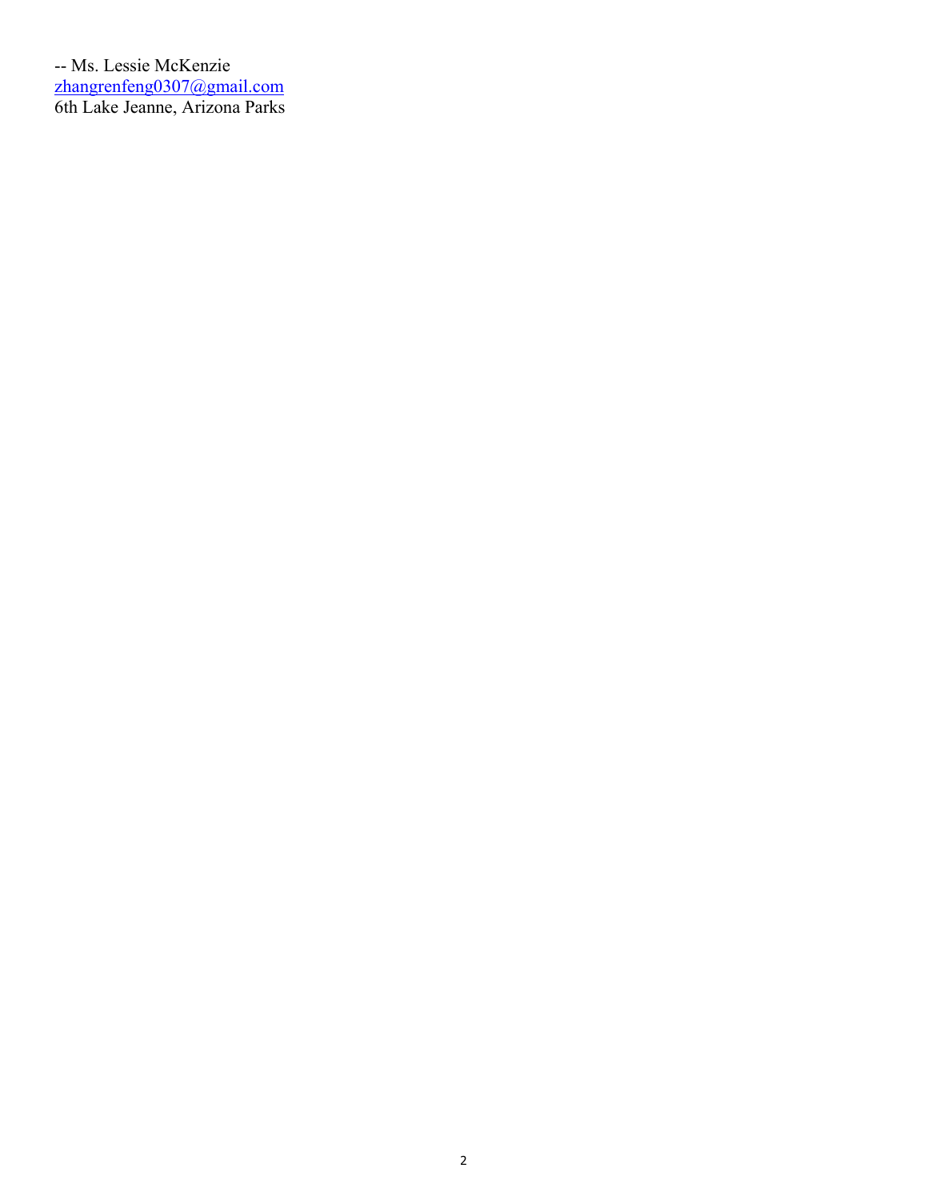-- Ms. Lessie McKenzie
zhangrenfeng0307@gmail.com
6th Lake Jeanne, Arizona Parks